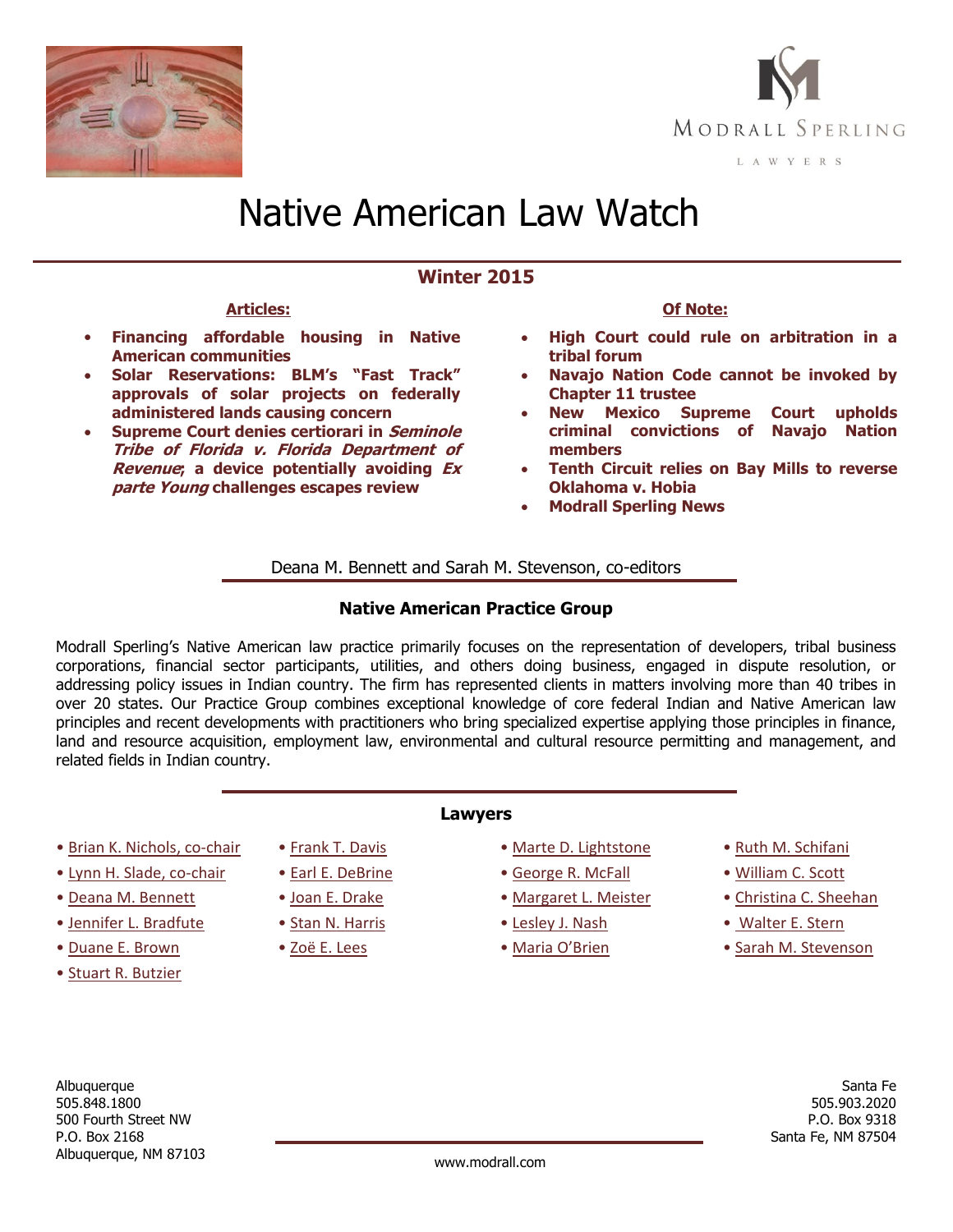MODRALL SPERLING

LAWYERS

# Native American Law Watch

## Winter 2015

**Articles:**

- **Financing affordable housing in Native American communities**
- **Solar Reservations: BLM's "Fast Track" approvals of solar projects on federally administered lands causing concern**
- **Supreme Court denies certiorari in *Seminole Tribe of Florida v. Florida Department of Revenue*; a device potentially avoiding *Ex parte Young* challenges escapes review**

**Of Note:**

- **High Court could rule on arbitration in a tribal forum**
- **Navajo Nation Code cannot be invoked by Chapter 11 trustee**
- **New Mexico Supreme Court upholds criminal convictions of Navajo Nation members**
- **Tenth Circuit relies on Bay Mills to reverse Oklahoma v. Hobia**
- **Modrall Sperling News**

Deana M. Bennett and Sarah M. Stevenson, co-editors

### Native American Practice Group

Modrall Sperling's Native American law practice primarily focuses on the representation of developers, tribal business corporations, financial sector participants, utilities, and others doing business, engaged in dispute resolution, or addressing policy issues in Indian country. The firm has represented clients in matters involving more than 40 tribes in over 20 states. Our Practice Group combines exceptional knowledge of core federal Indian and Native American law principles and recent developments with practitioners who bring specialized expertise applying those principles in finance, land and resource acquisition, employment law, environmental and cultural resource permitting and management, and related fields in Indian country.

### Lawyers

- Brian K. Nichols, co-chair
- Lynn H. Slade, co-chair
- Deana M. Bennett
- Jennifer L. Bradfute
- Duane E. Brown
- Stuart R. Butzier
- Frank T. Davis
- Earl E. DeBrine
- Joan E. Drake
- Stan N. Harris
- Zoë E. Lees
- Marte D. Lightstone
- George R. McFall
- Margaret L. Meister
- Lesley J. Nash
- Maria O'Brien
- Ruth M. Schifani
- William C. Scott
- Christina C. Sheehan
- Walter E. Stern
- Sarah M. Stevenson

Albuquerque
505.848.1800
500 Fourth Street NW
P.O. Box 2168
Albuquerque, NM 87103

Santa Fe
505.903.2020
P.O. Box 9318
Santa Fe, NM 87504

www.modrall.com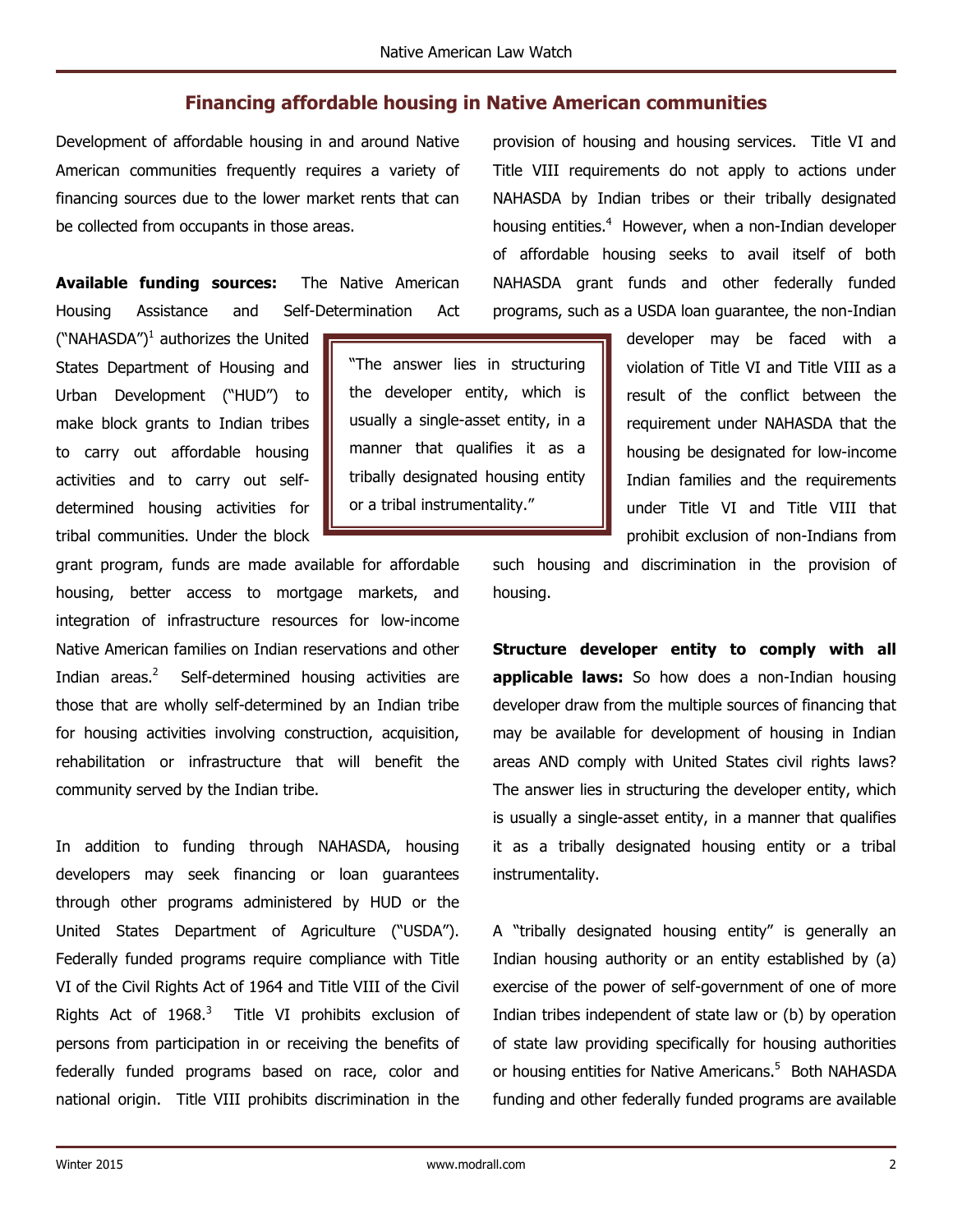## Financing affordable housing in Native American communities

Development of affordable housing in and around Native American communities frequently requires a variety of financing sources due to the lower market rents that can be collected from occupants in those areas.

**Available funding sources:** The Native American Housing Assistance and Self-Determination Act ("NAHASDA")[1] authorizes the United States Department of Housing and Urban Development ("HUD") to make block grants to Indian tribes to carry out affordable housing activities and to carry out self-determined housing activities for tribal communities. Under the block grant program, funds are made available for affordable housing, better access to mortgage markets, and integration of infrastructure resources for low-income Native American families on Indian reservations and other Indian areas.[2] Self-determined housing activities are those that are wholly self-determined by an Indian tribe for housing activities involving construction, acquisition, rehabilitation or infrastructure that will benefit the community served by the Indian tribe.

In addition to funding through NAHASDA, housing developers may seek financing or loan guarantees through other programs administered by HUD or the United States Department of Agriculture ("USDA"). Federally funded programs require compliance with Title VI of the Civil Rights Act of 1964 and Title VIII of the Civil Rights Act of 1968.[3] Title VI prohibits exclusion of persons from participation in or receiving the benefits of federally funded programs based on race, color and national origin. Title VIII prohibits discrimination in the provision of housing and housing services. Title VI and Title VIII requirements do not apply to actions under NAHASDA by Indian tribes or their tribally designated housing entities.[4] However, when a non-Indian developer of affordable housing seeks to avail itself of both NAHASDA grant funds and other federally funded programs, such as a USDA loan guarantee, the non-Indian developer may be faced with a violation of Title VI and Title VIII as a result of the conflict between the requirement under NAHASDA that the housing be designated for low-income Indian families and the requirements under Title VI and Title VIII that prohibit exclusion of non-Indians from such housing and discrimination in the provision of housing.

> "The answer lies in structuring the developer entity, which is usually a single-asset entity, in a manner that qualifies it as a tribally designated housing entity or a tribal instrumentality."

**Structure developer entity to comply with all applicable laws:** So how does a non-Indian housing developer draw from the multiple sources of financing that may be available for development of housing in Indian areas AND comply with United States civil rights laws? The answer lies in structuring the developer entity, which is usually a single-asset entity, in a manner that qualifies it as a tribally designated housing entity or a tribal instrumentality.

A "tribally designated housing entity" is generally an Indian housing authority or an entity established by (a) exercise of the power of self-government of one of more Indian tribes independent of state law or (b) by operation of state law providing specifically for housing authorities or housing entities for Native Americans.[5] Both NAHASDA funding and other federally funded programs are available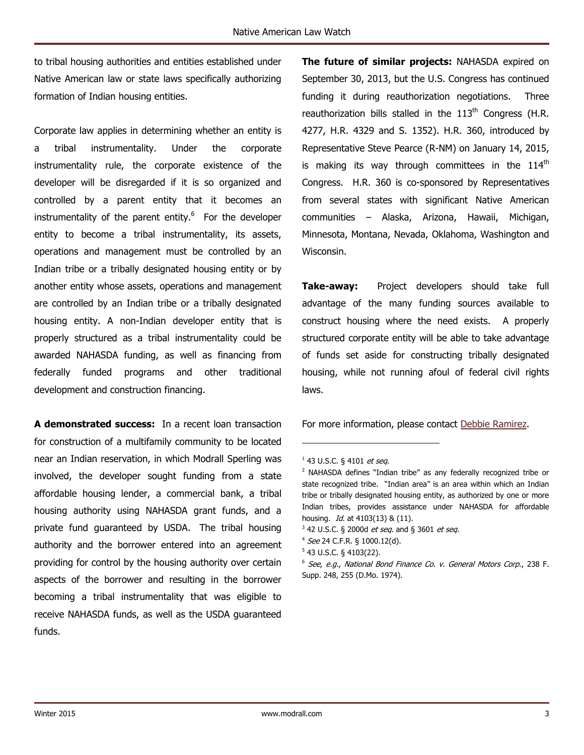to tribal housing authorities and entities established under Native American law or state laws specifically authorizing formation of Indian housing entities.

Corporate law applies in determining whether an entity is a tribal instrumentality. Under the corporate instrumentality rule, the corporate existence of the developer will be disregarded if it is so organized and controlled by a parent entity that it becomes an instrumentality of the parent entity.[6] For the developer entity to become a tribal instrumentality, its assets, operations and management must be controlled by an Indian tribe or a tribally designated housing entity or by another entity whose assets, operations and management are controlled by an Indian tribe or a tribally designated housing entity. A non-Indian developer entity that is properly structured as a tribal instrumentality could be awarded NAHASDA funding, as well as financing from federally funded programs and other traditional development and construction financing.

**A demonstrated success:** In a recent loan transaction for construction of a multifamily community to be located near an Indian reservation, in which Modrall Sperling was involved, the developer sought funding from a state affordable housing lender, a commercial bank, a tribal housing authority using NAHASDA grant funds, and a private fund guaranteed by USDA. The tribal housing authority and the borrower entered into an agreement providing for control by the housing authority over certain aspects of the borrower and resulting in the borrower becoming a tribal instrumentality that was eligible to receive NAHASDA funds, as well as the USDA guaranteed funds.

**The future of similar projects:** NAHASDA expired on September 30, 2013, but the U.S. Congress has continued funding it during reauthorization negotiations. Three reauthorization bills stalled in the 113th Congress (H.R. 4277, H.R. 4329 and S. 1352). H.R. 360, introduced by Representative Steve Pearce (R-NM) on January 14, 2015, is making its way through committees in the 114th Congress. H.R. 360 is co-sponsored by Representatives from several states with significant Native American communities – Alaska, Arizona, Hawaii, Michigan, Minnesota, Montana, Nevada, Oklahoma, Washington and Wisconsin.

**Take-away:** Project developers should take full advantage of the many funding sources available to construct housing where the need exists. A properly structured corporate entity will be able to take advantage of funds set aside for constructing tribally designated housing, while not running afoul of federal civil rights laws.

For more information, please contact Debbie Ramirez.

---

[1] 43 U.S.C. § 4101 *et seq*.

[2] NAHASDA defines "Indian tribe" as any federally recognized tribe or state recognized tribe. "Indian area" is an area within which an Indian tribe or tribally designated housing entity, as authorized by one or more Indian tribes, provides assistance under NAHASDA for affordable housing. *Id.* at 4103(13) & (11).

[3] 42 U.S.C. § 2000d *et seq.* and § 3601 *et seq.*

[4] *See* 24 C.F.R. § 1000.12(d).

[5] 43 U.S.C. § 4103(22).

[6] *See*, *e.g.*, *National Bond Finance Co. v. General Motors Corp.*, 238 F. Supp. 248, 255 (D.Mo. 1974).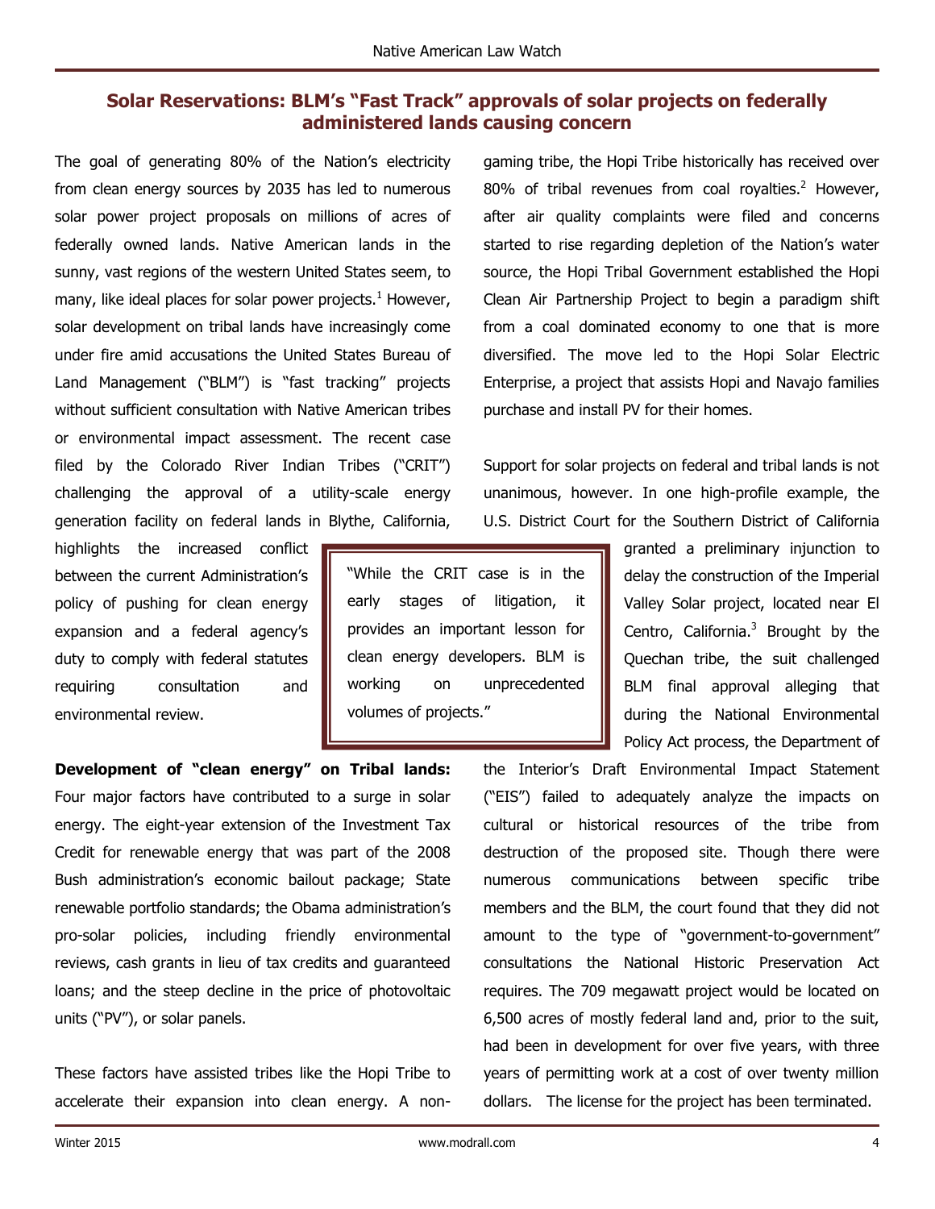## Solar Reservations: BLM's "Fast Track" approvals of solar projects on federally administered lands causing concern

The goal of generating 80% of the Nation's electricity from clean energy sources by 2035 has led to numerous solar power project proposals on millions of acres of federally owned lands. Native American lands in the sunny, vast regions of the western United States seem, to many, like ideal places for solar power projects.[1] However, solar development on tribal lands have increasingly come under fire amid accusations the United States Bureau of Land Management ("BLM") is "fast tracking" projects without sufficient consultation with Native American tribes or environmental impact assessment. The recent case filed by the Colorado River Indian Tribes ("CRIT") challenging the approval of a utility-scale energy generation facility on federal lands in Blythe, California, highlights the increased conflict between the current Administration's policy of pushing for clean energy expansion and a federal agency's duty to comply with federal statutes requiring consultation and environmental review.

> "While the CRIT case is in the early stages of litigation, it provides an important lesson for clean energy developers. BLM is working on unprecedented volumes of projects."

**Development of "clean energy" on Tribal lands:** Four major factors have contributed to a surge in solar energy. The eight-year extension of the Investment Tax Credit for renewable energy that was part of the 2008 Bush administration's economic bailout package; State renewable portfolio standards; the Obama administration's pro-solar policies, including friendly environmental reviews, cash grants in lieu of tax credits and guaranteed loans; and the steep decline in the price of photovoltaic units ("PV"), or solar panels.

These factors have assisted tribes like the Hopi Tribe to accelerate their expansion into clean energy. A non-gaming tribe, the Hopi Tribe historically has received over 80% of tribal revenues from coal royalties.[2] However, after air quality complaints were filed and concerns started to rise regarding depletion of the Nation's water source, the Hopi Tribal Government established the Hopi Clean Air Partnership Project to begin a paradigm shift from a coal dominated economy to one that is more diversified. The move led to the Hopi Solar Electric Enterprise, a project that assists Hopi and Navajo families purchase and install PV for their homes.

Support for solar projects on federal and tribal lands is not unanimous, however. In one high-profile example, the U.S. District Court for the Southern District of California granted a preliminary injunction to delay the construction of the Imperial Valley Solar project, located near El Centro, California.[3] Brought by the Quechan tribe, the suit challenged BLM final approval alleging that during the National Environmental Policy Act process, the Department of the Interior's Draft Environmental Impact Statement ("EIS") failed to adequately analyze the impacts on cultural or historical resources of the tribe from destruction of the proposed site. Though there were numerous communications between specific tribe members and the BLM, the court found that they did not amount to the type of "government-to-government" consultations the National Historic Preservation Act requires. The 709 megawatt project would be located on 6,500 acres of mostly federal land and, prior to the suit, had been in development for over five years, with three years of permitting work at a cost of over twenty million dollars. The license for the project has been terminated.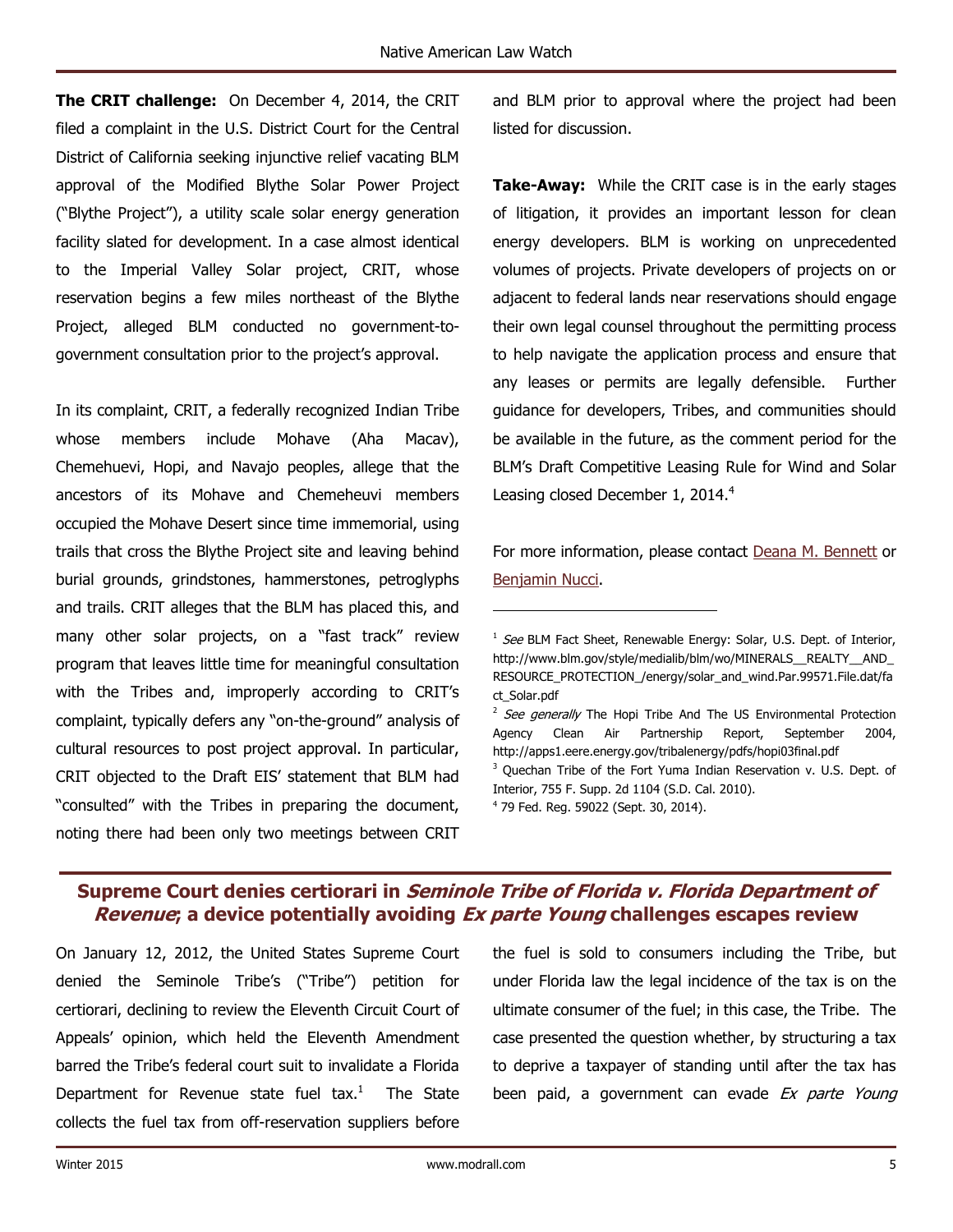**The CRIT challenge:** On December 4, 2014, the CRIT filed a complaint in the U.S. District Court for the Central District of California seeking injunctive relief vacating BLM approval of the Modified Blythe Solar Power Project ("Blythe Project"), a utility scale solar energy generation facility slated for development. In a case almost identical to the Imperial Valley Solar project, CRIT, whose reservation begins a few miles northeast of the Blythe Project, alleged BLM conducted no government-to-government consultation prior to the project's approval.

In its complaint, CRIT, a federally recognized Indian Tribe whose members include Mohave (Aha Macav), Chemehuevi, Hopi, and Navajo peoples, allege that the ancestors of its Mohave and Chemeheuvi members occupied the Mohave Desert since time immemorial, using trails that cross the Blythe Project site and leaving behind burial grounds, grindstones, hammerstones, petroglyphs and trails. CRIT alleges that the BLM has placed this, and many other solar projects, on a "fast track" review program that leaves little time for meaningful consultation with the Tribes and, improperly according to CRIT's complaint, typically defers any "on-the-ground" analysis of cultural resources to post project approval. In particular, CRIT objected to the Draft EIS' statement that BLM had "consulted" with the Tribes in preparing the document, noting there had been only two meetings between CRIT and BLM prior to approval where the project had been listed for discussion.

**Take-Away:** While the CRIT case is in the early stages of litigation, it provides an important lesson for clean energy developers. BLM is working on unprecedented volumes of projects. Private developers of projects on or adjacent to federal lands near reservations should engage their own legal counsel throughout the permitting process to help navigate the application process and ensure that any leases or permits are legally defensible. Further guidance for developers, Tribes, and communities should be available in the future, as the comment period for the BLM's Draft Competitive Leasing Rule for Wind and Solar Leasing closed December 1, 2014.[4]

For more information, please contact Deana M. Bennett or Benjamin Nucci.

---

[1] *See* BLM Fact Sheet, Renewable Energy: Solar, U.S. Dept. of Interior, http://www.blm.gov/style/medialib/blm/wo/MINERALS__REALTY__AND_RESOURCE_PROTECTION_/energy/solar_and_wind.Par.99571.File.dat/fact_Solar.pdf

[2] *See generally* The Hopi Tribe And The US Environmental Protection Agency Clean Air Partnership Report, September 2004, http://apps1.eere.energy.gov/tribalenergy/pdfs/hopi03final.pdf

[3] Quechan Tribe of the Fort Yuma Indian Reservation v. U.S. Dept. of Interior, 755 F. Supp. 2d 1104 (S.D. Cal. 2010).

[4] 79 Fed. Reg. 59022 (Sept. 30, 2014).

## Supreme Court denies certiorari in *Seminole Tribe of Florida v. Florida Department of Revenue*; a device potentially avoiding *Ex parte Young* challenges escapes review

On January 12, 2012, the United States Supreme Court denied the Seminole Tribe's ("Tribe") petition for certiorari, declining to review the Eleventh Circuit Court of Appeals' opinion, which held the Eleventh Amendment barred the Tribe's federal court suit to invalidate a Florida Department for Revenue state fuel tax.[1] The State collects the fuel tax from off-reservation suppliers before the fuel is sold to consumers including the Tribe, but under Florida law the legal incidence of the tax is on the ultimate consumer of the fuel; in this case, the Tribe. The case presented the question whether, by structuring a tax to deprive a taxpayer of standing until after the tax has been paid, a government can evade *Ex parte Young*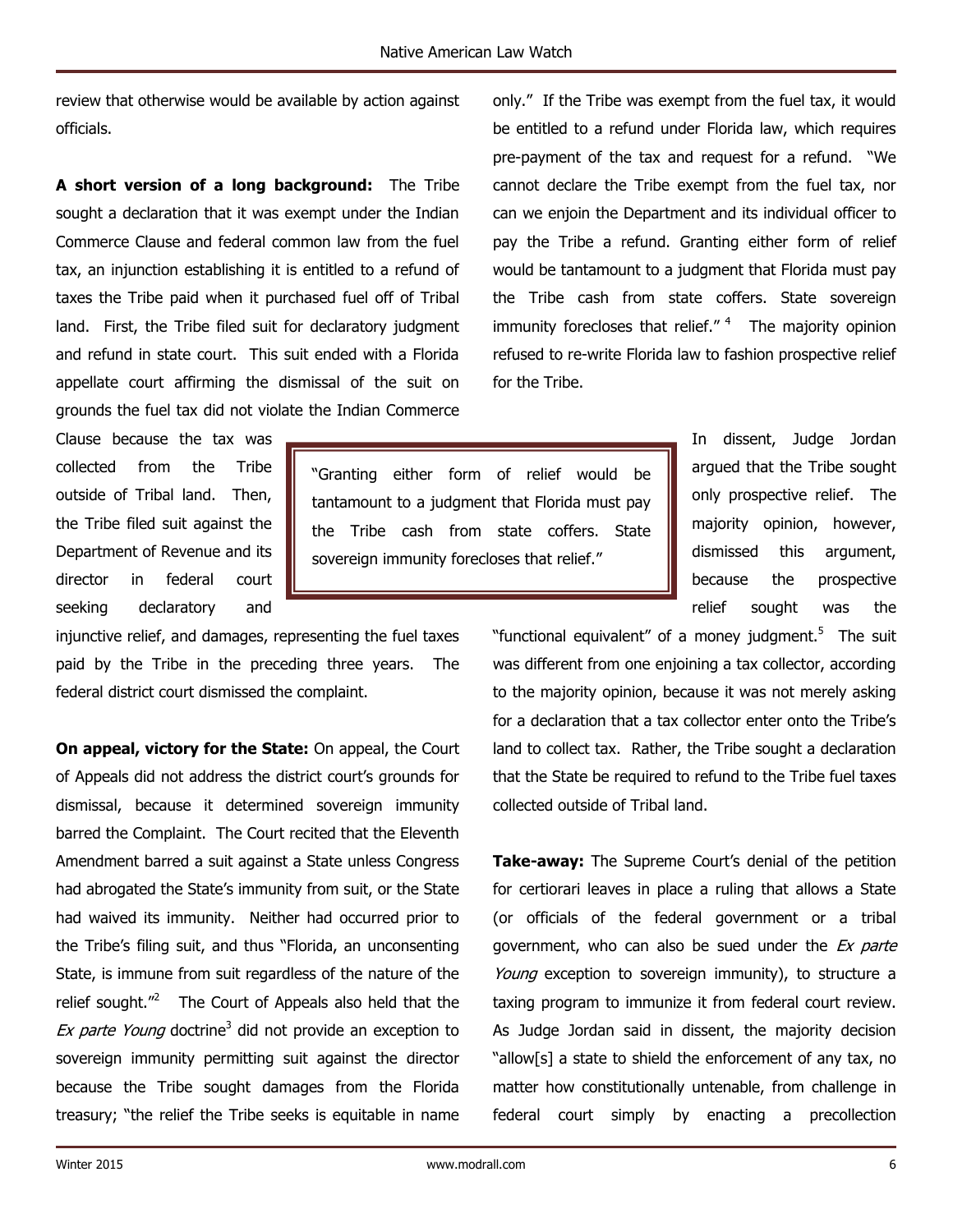review that otherwise would be available by action against officials.

**A short version of a long background:** The Tribe sought a declaration that it was exempt under the Indian Commerce Clause and federal common law from the fuel tax, an injunction establishing it is entitled to a refund of taxes the Tribe paid when it purchased fuel off of Tribal land. First, the Tribe filed suit for declaratory judgment and refund in state court. This suit ended with a Florida appellate court affirming the dismissal of the suit on grounds the fuel tax did not violate the Indian Commerce Clause because the tax was collected from the Tribe outside of Tribal land. Then, the Tribe filed suit against the Department of Revenue and its director in federal court seeking declaratory and injunctive relief, and damages, representing the fuel taxes paid by the Tribe in the preceding three years. The federal district court dismissed the complaint.

**On appeal, victory for the State:** On appeal, the Court of Appeals did not address the district court's grounds for dismissal, because it determined sovereign immunity barred the Complaint. The Court recited that the Eleventh Amendment barred a suit against a State unless Congress had abrogated the State's immunity from suit, or the State had waived its immunity. Neither had occurred prior to the Tribe's filing suit, and thus "Florida, an unconsenting State, is immune from suit regardless of the nature of the relief sought."[2] The Court of Appeals also held that the *Ex parte Young* doctrine[3] did not provide an exception to sovereign immunity permitting suit against the director because the Tribe sought damages from the Florida treasury; "the relief the Tribe seeks is equitable in name only." If the Tribe was exempt from the fuel tax, it would be entitled to a refund under Florida law, which requires pre-payment of the tax and request for a refund. "We cannot declare the Tribe exempt from the fuel tax, nor can we enjoin the Department and its individual officer to pay the Tribe a refund. Granting either form of relief would be tantamount to a judgment that Florida must pay the Tribe cash from state coffers. State sovereign immunity forecloses that relief."[4] The majority opinion refused to re-write Florida law to fashion prospective relief for the Tribe.

> "Granting either form of relief would be tantamount to a judgment that Florida must pay the Tribe cash from state coffers. State sovereign immunity forecloses that relief."

In dissent, Judge Jordan argued that the Tribe sought only prospective relief. The majority opinion, however, dismissed this argument, because the prospective relief sought was the "functional equivalent" of a money judgment.[5] The suit was different from one enjoining a tax collector, according to the majority opinion, because it was not merely asking for a declaration that a tax collector enter onto the Tribe's land to collect tax. Rather, the Tribe sought a declaration that the State be required to refund to the Tribe fuel taxes collected outside of Tribal land.

**Take-away:** The Supreme Court's denial of the petition for certiorari leaves in place a ruling that allows a State (or officials of the federal government or a tribal government, who can also be sued under the *Ex parte Young* exception to sovereign immunity), to structure a taxing program to immunize it from federal court review. As Judge Jordan said in dissent, the majority decision "allow[s] a state to shield the enforcement of any tax, no matter how constitutionally untenable, from challenge in federal court simply by enacting a precollection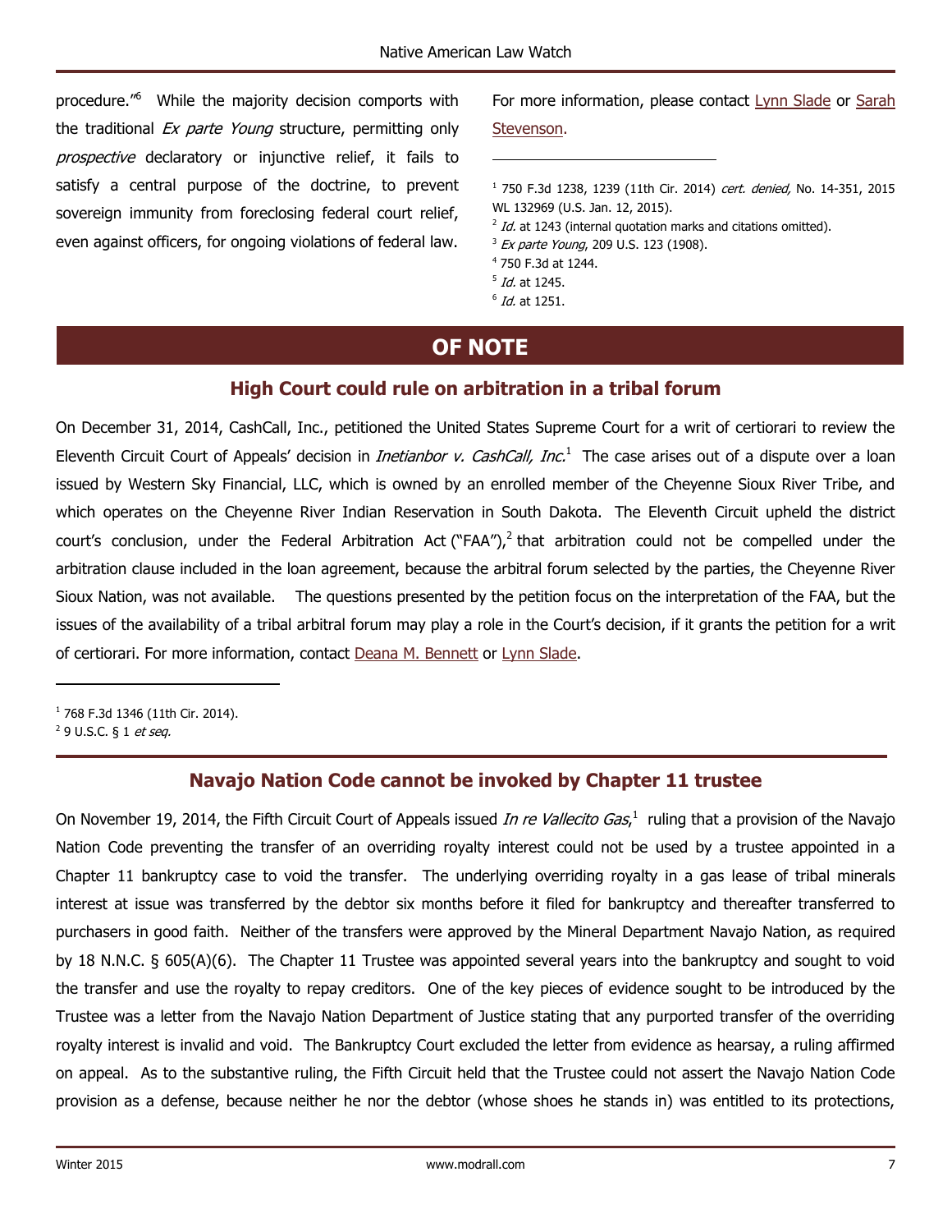procedure."[6] While the majority decision comports with the traditional *Ex parte Young* structure, permitting only *prospective* declaratory or injunctive relief, it fails to satisfy a central purpose of the doctrine, to prevent sovereign immunity from foreclosing federal court relief, even against officers, for ongoing violations of federal law.

For more information, please contact Lynn Slade or Sarah Stevenson.

---

[1] 750 F.3d 1238, 1239 (11th Cir. 2014) *cert. denied,* No. 14-351, 2015 WL 132969 (U.S. Jan. 12, 2015).

[2] *Id.* at 1243 (internal quotation marks and citations omitted).

[3] *Ex parte Young*, 209 U.S. 123 (1908).

[4] 750 F.3d at 1244.

[5] *Id.* at 1245.

[6] *Id.* at 1251.

# OF NOTE

## High Court could rule on arbitration in a tribal forum

On December 31, 2014, CashCall, Inc., petitioned the United States Supreme Court for a writ of certiorari to review the Eleventh Circuit Court of Appeals' decision in *Inetianbor v. CashCall, Inc.*[1] The case arises out of a dispute over a loan issued by Western Sky Financial, LLC, which is owned by an enrolled member of the Cheyenne Sioux River Tribe, and which operates on the Cheyenne River Indian Reservation in South Dakota. The Eleventh Circuit upheld the district court's conclusion, under the Federal Arbitration Act ("FAA"),[2] that arbitration could not be compelled under the arbitration clause included in the loan agreement, because the arbitral forum selected by the parties, the Cheyenne River Sioux Nation, was not available. The questions presented by the petition focus on the interpretation of the FAA, but the issues of the availability of a tribal arbitral forum may play a role in the Court's decision, if it grants the petition for a writ of certiorari. For more information, contact Deana M. Bennett or Lynn Slade.

---

[1] 768 F.3d 1346 (11th Cir. 2014).

[2] 9 U.S.C. § 1 *et seq.*

## Navajo Nation Code cannot be invoked by Chapter 11 trustee

On November 19, 2014, the Fifth Circuit Court of Appeals issued *In re Vallecito Gas*,[1] ruling that a provision of the Navajo Nation Code preventing the transfer of an overriding royalty interest could not be used by a trustee appointed in a Chapter 11 bankruptcy case to void the transfer. The underlying overriding royalty in a gas lease of tribal minerals interest at issue was transferred by the debtor six months before it filed for bankruptcy and thereafter transferred to purchasers in good faith. Neither of the transfers were approved by the Mineral Department Navajo Nation, as required by 18 N.N.C. § 605(A)(6). The Chapter 11 Trustee was appointed several years into the bankruptcy and sought to void the transfer and use the royalty to repay creditors. One of the key pieces of evidence sought to be introduced by the Trustee was a letter from the Navajo Nation Department of Justice stating that any purported transfer of the overriding royalty interest is invalid and void. The Bankruptcy Court excluded the letter from evidence as hearsay, a ruling affirmed on appeal. As to the substantive ruling, the Fifth Circuit held that the Trustee could not assert the Navajo Nation Code provision as a defense, because neither he nor the debtor (whose shoes he stands in) was entitled to its protections,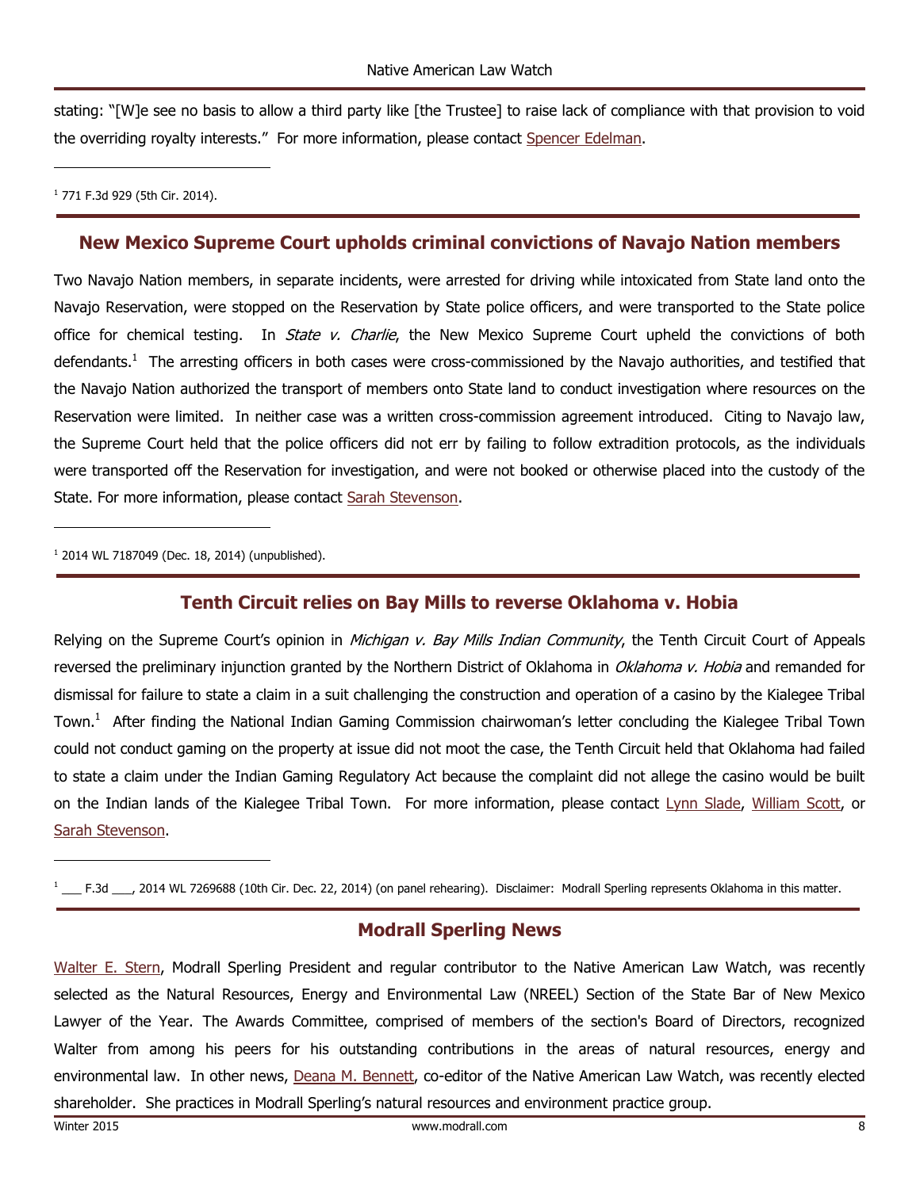stating: "[W]e see no basis to allow a third party like [the Trustee] to raise lack of compliance with that provision to void the overriding royalty interests." For more information, please contact Spencer Edelman.

[1] 771 F.3d 929 (5th Cir. 2014).

## New Mexico Supreme Court upholds criminal convictions of Navajo Nation members

Two Navajo Nation members, in separate incidents, were arrested for driving while intoxicated from State land onto the Navajo Reservation, were stopped on the Reservation by State police officers, and were transported to the State police office for chemical testing. In *State v. Charlie*, the New Mexico Supreme Court upheld the convictions of both defendants.[1] The arresting officers in both cases were cross-commissioned by the Navajo authorities, and testified that the Navajo Nation authorized the transport of members onto State land to conduct investigation where resources on the Reservation were limited. In neither case was a written cross-commission agreement introduced. Citing to Navajo law, the Supreme Court held that the police officers did not err by failing to follow extradition protocols, as the individuals were transported off the Reservation for investigation, and were not booked or otherwise placed into the custody of the State. For more information, please contact Sarah Stevenson.

[1] 2014 WL 7187049 (Dec. 18, 2014) (unpublished).

## Tenth Circuit relies on Bay Mills to reverse Oklahoma v. Hobia

Relying on the Supreme Court's opinion in *Michigan v. Bay Mills Indian Community*, the Tenth Circuit Court of Appeals reversed the preliminary injunction granted by the Northern District of Oklahoma in *Oklahoma v. Hobia* and remanded for dismissal for failure to state a claim in a suit challenging the construction and operation of a casino by the Kialegee Tribal Town.[1] After finding the National Indian Gaming Commission chairwoman's letter concluding the Kialegee Tribal Town could not conduct gaming on the property at issue did not moot the case, the Tenth Circuit held that Oklahoma had failed to state a claim under the Indian Gaming Regulatory Act because the complaint did not allege the casino would be built on the Indian lands of the Kialegee Tribal Town. For more information, please contact Lynn Slade, William Scott, or Sarah Stevenson.

[1] ___ F.3d ___, 2014 WL 7269688 (10th Cir. Dec. 22, 2014) (on panel rehearing). Disclaimer: Modrall Sperling represents Oklahoma in this matter.

## Modrall Sperling News

Walter E. Stern, Modrall Sperling President and regular contributor to the Native American Law Watch, was recently selected as the Natural Resources, Energy and Environmental Law (NREEL) Section of the State Bar of New Mexico Lawyer of the Year. The Awards Committee, comprised of members of the section's Board of Directors, recognized Walter from among his peers for his outstanding contributions in the areas of natural resources, energy and environmental law. In other news, Deana M. Bennett, co-editor of the Native American Law Watch, was recently elected shareholder. She practices in Modrall Sperling's natural resources and environment practice group.